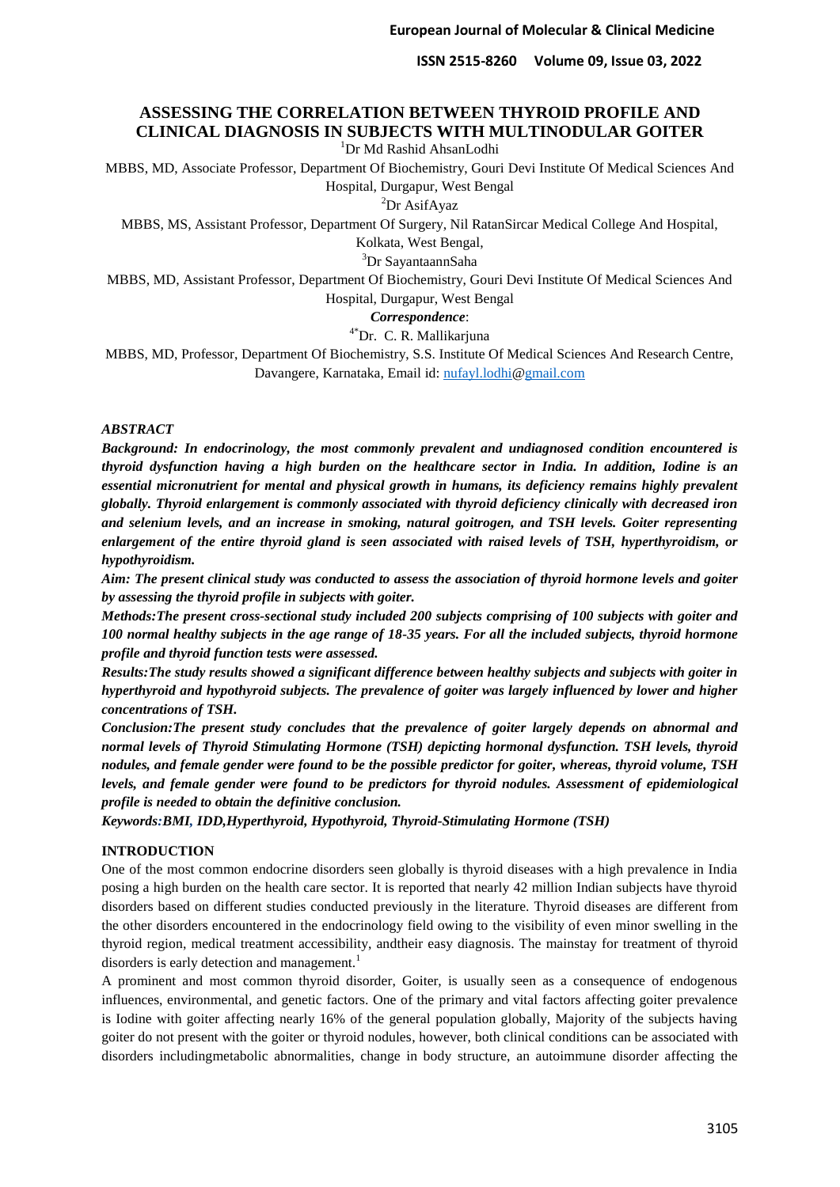# ASSESSING THE CORRELATION BETWEEN THYROID PROFILE AND CLINICAL DIAGNOSIS IN SUBJECTS WITH MULTINODULAR GOITER

[1]Dr Md Rashid AhsanLodhi

MBBS, MD, Associate Professor, Department Of Biochemistry, Gouri Devi Institute Of Medical Sciences And Hospital, Durgapur, West Bengal

[2]Dr AsifAyaz

MBBS, MS, Assistant Professor, Department Of Surgery, Nil RatanSircar Medical College And Hospital, Kolkata, West Bengal,

[3]Dr SayantaannSaha

MBBS, MD, Assistant Professor, Department Of Biochemistry, Gouri Devi Institute Of Medical Sciences And Hospital, Durgapur, West Bengal

***Correspondence***:

[4*]Dr. C. R. Mallikarjuna

MBBS, MD, Professor, Department Of Biochemistry, S.S. Institute Of Medical Sciences And Research Centre, Davangere, Karnataka, Email id: nufayl.lodhi@gmail.com

***ABSTRACT***

***Background: In endocrinology, the most commonly prevalent and undiagnosed condition encountered is thyroid dysfunction having a high burden on the healthcare sector in India. In addition, Iodine is an essential micronutrient for mental and physical growth in humans, its deficiency remains highly prevalent globally. Thyroid enlargement is commonly associated with thyroid deficiency clinically with decreased iron and selenium levels, and an increase in smoking, natural goitrogen, and TSH levels. Goiter representing enlargement of the entire thyroid gland is seen associated with raised levels of TSH, hyperthyroidism, or hypothyroidism.***

***Aim: The present clinical study was conducted to assess the association of thyroid hormone levels and goiter by assessing the thyroid profile in subjects with goiter.***

***Methods:The present cross-sectional study included 200 subjects comprising of 100 subjects with goiter and 100 normal healthy subjects in the age range of 18-35 years. For all the included subjects, thyroid hormone profile and thyroid function tests were assessed.***

***Results:The study results showed a significant difference between healthy subjects and subjects with goiter in hyperthyroid and hypothyroid subjects. The prevalence of goiter was largely influenced by lower and higher concentrations of TSH.***

***Conclusion:The present study concludes that the prevalence of goiter largely depends on abnormal and normal levels of Thyroid Stimulating Hormone (TSH) depicting hormonal dysfunction. TSH levels, thyroid nodules, and female gender were found to be the possible predictor for goiter, whereas, thyroid volume, TSH levels, and female gender were found to be predictors for thyroid nodules. Assessment of epidemiological profile is needed to obtain the definitive conclusion.***

***Keywords:BMI, IDD,Hyperthyroid, Hypothyroid, Thyroid-Stimulating Hormone (TSH)***

## INTRODUCTION

One of the most common endocrine disorders seen globally is thyroid diseases with a high prevalence in India posing a high burden on the health care sector. It is reported that nearly 42 million Indian subjects have thyroid disorders based on different studies conducted previously in the literature. Thyroid diseases are different from the other disorders encountered in the endocrinology field owing to the visibility of even minor swelling in the thyroid region, medical treatment accessibility, andtheir easy diagnosis. The mainstay for treatment of thyroid disorders is early detection and management.[1]

A prominent and most common thyroid disorder, Goiter, is usually seen as a consequence of endogenous influences, environmental, and genetic factors. One of the primary and vital factors affecting goiter prevalence is Iodine with goiter affecting nearly 16% of the general population globally, Majority of the subjects having goiter do not present with the goiter or thyroid nodules, however, both clinical conditions can be associated with disorders includingmetabolic abnormalities, change in body structure, an autoimmune disorder affecting the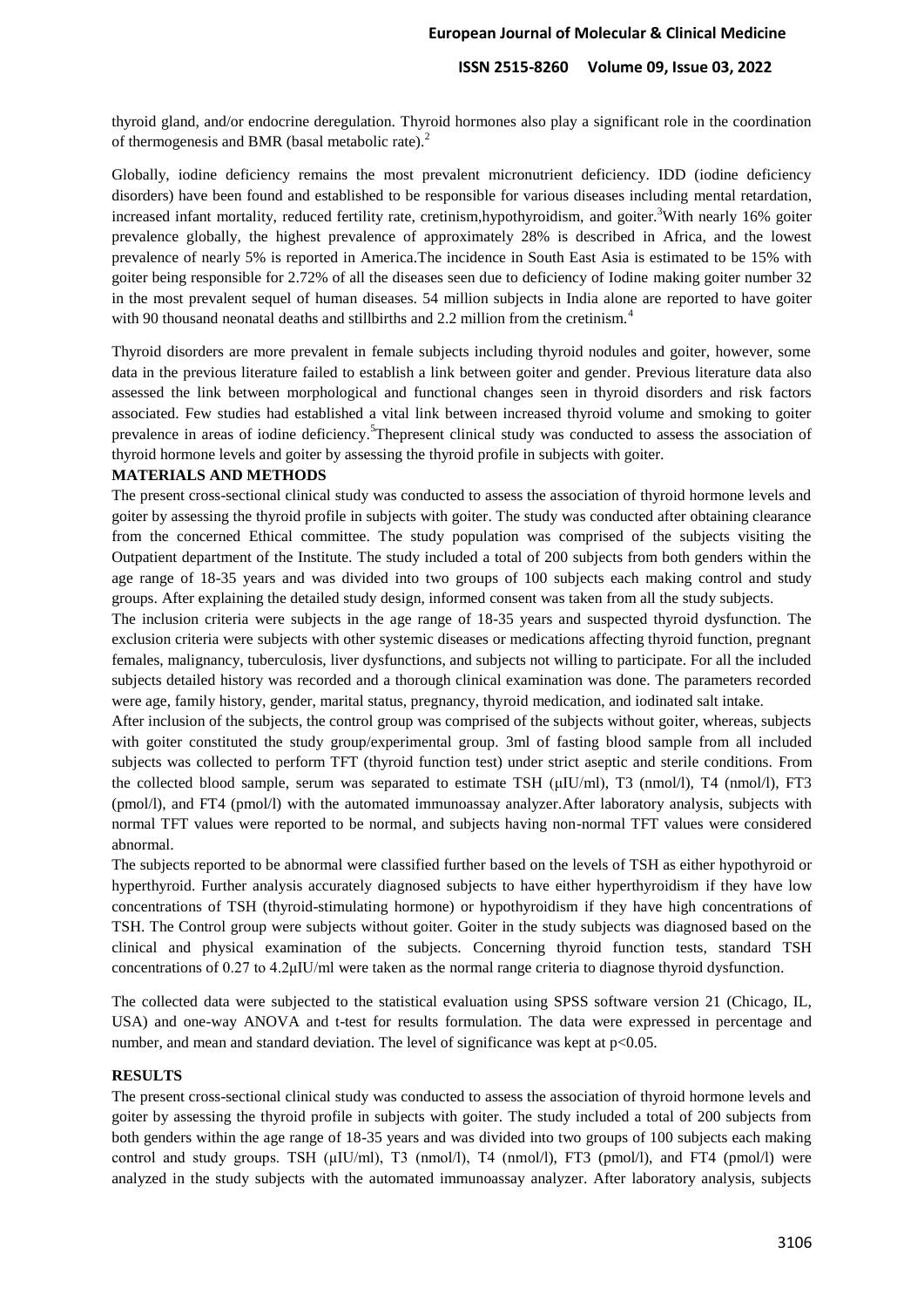thyroid gland, and/or endocrine deregulation. Thyroid hormones also play a significant role in the coordination of thermogenesis and BMR (basal metabolic rate).[2]

Globally, iodine deficiency remains the most prevalent micronutrient deficiency. IDD (iodine deficiency disorders) have been found and established to be responsible for various diseases including mental retardation, increased infant mortality, reduced fertility rate, cretinism,hypothyroidism, and goiter.[3]With nearly 16% goiter prevalence globally, the highest prevalence of approximately 28% is described in Africa, and the lowest prevalence of nearly 5% is reported in America.The incidence in South East Asia is estimated to be 15% with goiter being responsible for 2.72% of all the diseases seen due to deficiency of Iodine making goiter number 32 in the most prevalent sequel of human diseases. 54 million subjects in India alone are reported to have goiter with 90 thousand neonatal deaths and stillbirths and 2.2 million from the cretinism.[4]

Thyroid disorders are more prevalent in female subjects including thyroid nodules and goiter, however, some data in the previous literature failed to establish a link between goiter and gender. Previous literature data also assessed the link between morphological and functional changes seen in thyroid disorders and risk factors associated. Few studies had established a vital link between increased thyroid volume and smoking to goiter prevalence in areas of iodine deficiency.[5]Thepresent clinical study was conducted to assess the association of thyroid hormone levels and goiter by assessing the thyroid profile in subjects with goiter.

## MATERIALS AND METHODS

The present cross-sectional clinical study was conducted to assess the association of thyroid hormone levels and goiter by assessing the thyroid profile in subjects with goiter. The study was conducted after obtaining clearance from the concerned Ethical committee. The study population was comprised of the subjects visiting the Outpatient department of the Institute. The study included a total of 200 subjects from both genders within the age range of 18-35 years and was divided into two groups of 100 subjects each making control and study groups. After explaining the detailed study design, informed consent was taken from all the study subjects.

The inclusion criteria were subjects in the age range of 18-35 years and suspected thyroid dysfunction. The exclusion criteria were subjects with other systemic diseases or medications affecting thyroid function, pregnant females, malignancy, tuberculosis, liver dysfunctions, and subjects not willing to participate. For all the included subjects detailed history was recorded and a thorough clinical examination was done. The parameters recorded were age, family history, gender, marital status, pregnancy, thyroid medication, and iodinated salt intake.

After inclusion of the subjects, the control group was comprised of the subjects without goiter, whereas, subjects with goiter constituted the study group/experimental group. 3ml of fasting blood sample from all included subjects was collected to perform TFT (thyroid function test) under strict aseptic and sterile conditions. From the collected blood sample, serum was separated to estimate TSH (μIU/ml), T3 (nmol/l), T4 (nmol/l), FT3 (pmol/l), and FT4 (pmol/l) with the automated immunoassay analyzer.After laboratory analysis, subjects with normal TFT values were reported to be normal, and subjects having non-normal TFT values were considered abnormal.

The subjects reported to be abnormal were classified further based on the levels of TSH as either hypothyroid or hyperthyroid. Further analysis accurately diagnosed subjects to have either hyperthyroidism if they have low concentrations of TSH (thyroid-stimulating hormone) or hypothyroidism if they have high concentrations of TSH. The Control group were subjects without goiter. Goiter in the study subjects was diagnosed based on the clinical and physical examination of the subjects. Concerning thyroid function tests, standard TSH concentrations of 0.27 to 4.2μIU/ml were taken as the normal range criteria to diagnose thyroid dysfunction.

The collected data were subjected to the statistical evaluation using SPSS software version 21 (Chicago, IL, USA) and one-way ANOVA and t-test for results formulation. The data were expressed in percentage and number, and mean and standard deviation. The level of significance was kept at $p<0.05$.

## RESULTS

The present cross-sectional clinical study was conducted to assess the association of thyroid hormone levels and goiter by assessing the thyroid profile in subjects with goiter. The study included a total of 200 subjects from both genders within the age range of 18-35 years and was divided into two groups of 100 subjects each making control and study groups. TSH (μIU/ml), T3 (nmol/l), T4 (nmol/l), FT3 (pmol/l), and FT4 (pmol/l) were analyzed in the study subjects with the automated immunoassay analyzer. After laboratory analysis, subjects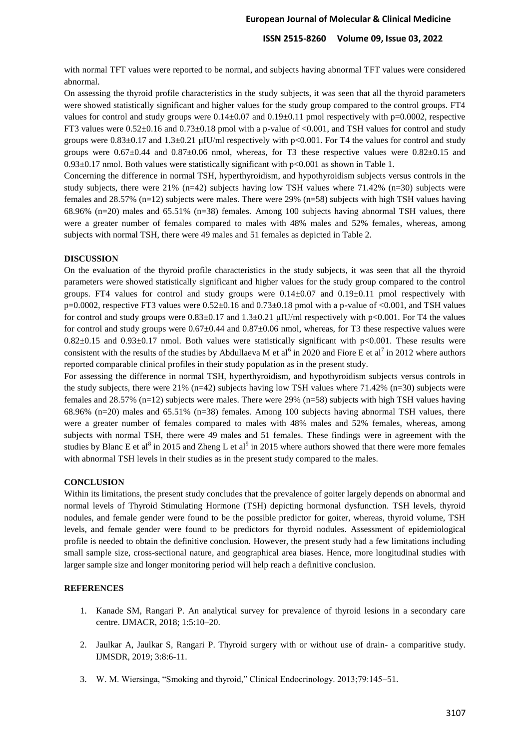with normal TFT values were reported to be normal, and subjects having abnormal TFT values were considered abnormal.

On assessing the thyroid profile characteristics in the study subjects, it was seen that all the thyroid parameters were showed statistically significant and higher values for the study group compared to the control groups. FT4 values for control and study groups were 0.14±0.07 and 0.19±0.11 pmol respectively with p=0.0002, respective FT3 values were 0.52±0.16 and 0.73±0.18 pmol with a p-value of <0.001, and TSH values for control and study groups were 0.83±0.17 and 1.3±0.21 μIU/ml respectively with p<0.001. For T4 the values for control and study groups were 0.67±0.44 and 0.87±0.06 nmol, whereas, for T3 these respective values were 0.82±0.15 and 0.93±0.17 nmol. Both values were statistically significant with p<0.001 as shown in Table 1.

Concerning the difference in normal TSH, hyperthyroidism, and hypothyroidism subjects versus controls in the study subjects, there were 21% (n=42) subjects having low TSH values where 71.42% (n=30) subjects were females and 28.57% (n=12) subjects were males. There were 29% (n=58) subjects with high TSH values having 68.96% (n=20) males and 65.51% (n=38) females. Among 100 subjects having abnormal TSH values, there were a greater number of females compared to males with 48% males and 52% females, whereas, among subjects with normal TSH, there were 49 males and 51 females as depicted in Table 2.

**DISCUSSION**

On the evaluation of the thyroid profile characteristics in the study subjects, it was seen that all the thyroid parameters were showed statistically significant and higher values for the study group compared to the control groups. FT4 values for control and study groups were 0.14±0.07 and 0.19±0.11 pmol respectively with p=0.0002, respective FT3 values were 0.52±0.16 and 0.73±0.18 pmol with a p-value of <0.001, and TSH values for control and study groups were 0.83±0.17 and 1.3±0.21 μIU/ml respectively with p<0.001. For T4 the values for control and study groups were 0.67±0.44 and 0.87±0.06 nmol, whereas, for T3 these respective values were 0.82±0.15 and 0.93±0.17 nmol. Both values were statistically significant with p<0.001. These results were consistent with the results of the studies by Abdullaeva M et al[6] in 2020 and Fiore E et al[7] in 2012 where authors reported comparable clinical profiles in their study population as in the present study.

For assessing the difference in normal TSH, hyperthyroidism, and hypothyroidism subjects versus controls in the study subjects, there were 21% (n=42) subjects having low TSH values where 71.42% (n=30) subjects were females and 28.57% (n=12) subjects were males. There were 29% (n=58) subjects with high TSH values having 68.96% (n=20) males and 65.51% (n=38) females. Among 100 subjects having abnormal TSH values, there were a greater number of females compared to males with 48% males and 52% females, whereas, among subjects with normal TSH, there were 49 males and 51 females. These findings were in agreement with the studies by Blanc E et al[8] in 2015 and Zheng L et al[9] in 2015 where authors showed that there were more females with abnormal TSH levels in their studies as in the present study compared to the males.

**CONCLUSION**

Within its limitations, the present study concludes that the prevalence of goiter largely depends on abnormal and normal levels of Thyroid Stimulating Hormone (TSH) depicting hormonal dysfunction. TSH levels, thyroid nodules, and female gender were found to be the possible predictor for goiter, whereas, thyroid volume, TSH levels, and female gender were found to be predictors for thyroid nodules. Assessment of epidemiological profile is needed to obtain the definitive conclusion. However, the present study had a few limitations including small sample size, cross-sectional nature, and geographical area biases. Hence, more longitudinal studies with larger sample size and longer monitoring period will help reach a definitive conclusion.

**REFERENCES**

1. Kanade SM, Rangari P. An analytical survey for prevalence of thyroid lesions in a secondary care centre. IJMACR, 2018; 1:5:10–20.
2. Jaulkar A, Jaulkar S, Rangari P. Thyroid surgery with or without use of drain- a comparitive study. IJMSDR, 2019; 3:8:6-11.
3. W. M. Wiersinga, "Smoking and thyroid," Clinical Endocrinology. 2013;79:145–51.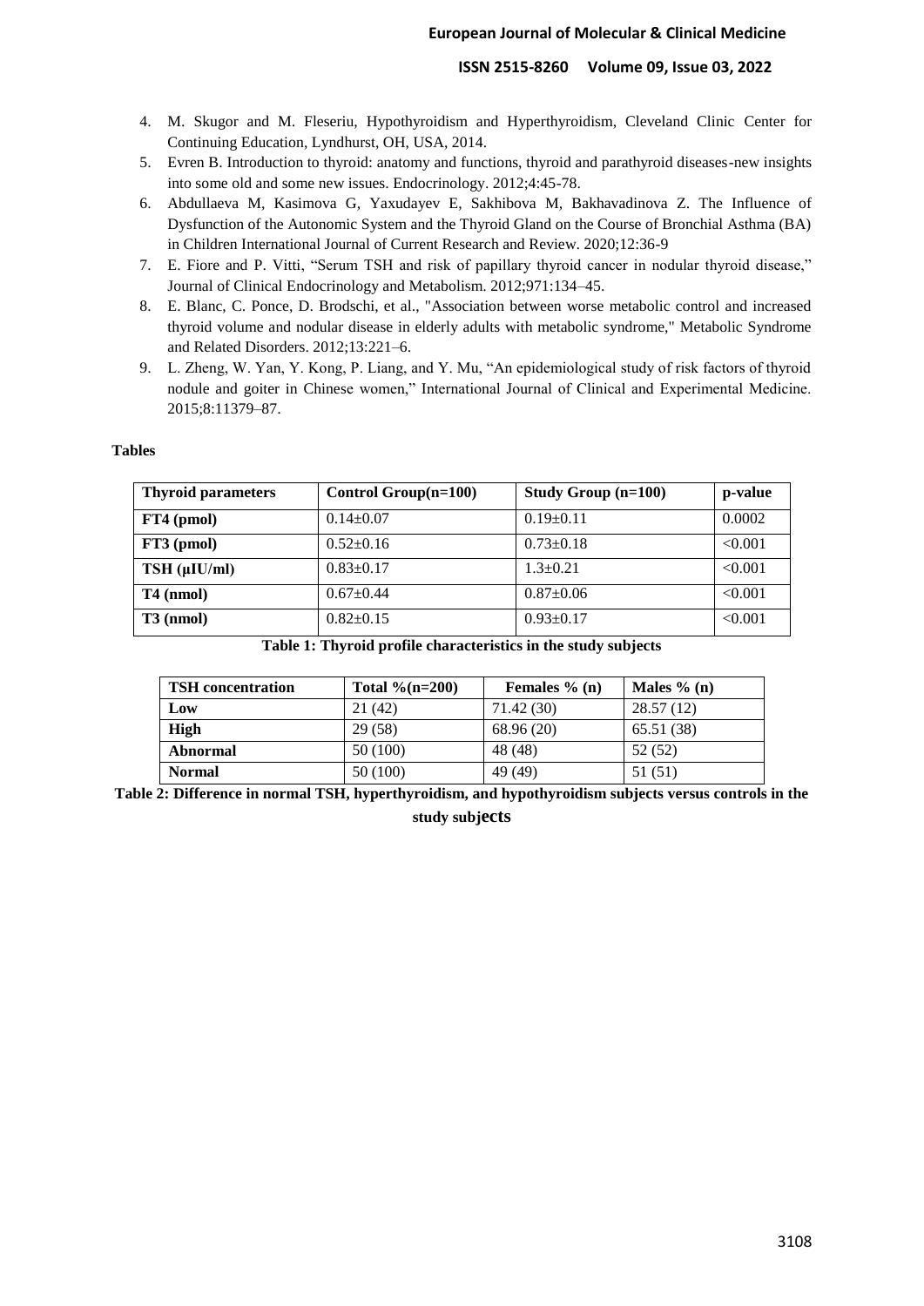4. M. Skugor and M. Fleseriu, Hypothyroidism and Hyperthyroidism, Cleveland Clinic Center for Continuing Education, Lyndhurst, OH, USA, 2014.
5. Evren B. Introduction to thyroid: anatomy and functions, thyroid and parathyroid diseases-new insights into some old and some new issues. Endocrinology. 2012;4:45-78.
6. Abdullaeva M, Kasimova G, Yaxudayev E, Sakhibova M, Bakhavadinova Z. The Influence of Dysfunction of the Autonomic System and the Thyroid Gland on the Course of Bronchial Asthma (BA) in Children International Journal of Current Research and Review. 2020;12:36-9
7. E. Fiore and P. Vitti, "Serum TSH and risk of papillary thyroid cancer in nodular thyroid disease," Journal of Clinical Endocrinology and Metabolism. 2012;971:134–45.
8. E. Blanc, C. Ponce, D. Brodschi, et al., "Association between worse metabolic control and increased thyroid volume and nodular disease in elderly adults with metabolic syndrome," Metabolic Syndrome and Related Disorders. 2012;13:221–6.
9. L. Zheng, W. Yan, Y. Kong, P. Liang, and Y. Mu, "An epidemiological study of risk factors of thyroid nodule and goiter in Chinese women," International Journal of Clinical and Experimental Medicine. 2015;8:11379–87.

**Tables**

| Thyroid parameters | Control Group(n=100) | Study Group (n=100) | p-value |
|---|---|---|---|
| **FT4 (pmol)** | 0.14±0.07 | 0.19±0.11 | 0.0002 |
| **FT3 (pmol)** | 0.52±0.16 | 0.73±0.18 | <0.001 |
| **TSH (μIU/ml)** | 0.83±0.17 | 1.3±0.21 | <0.001 |
| **T4 (nmol)** | 0.67±0.44 | 0.87±0.06 | <0.001 |
| **T3 (nmol)** | 0.82±0.15 | 0.93±0.17 | <0.001 |

**Table 1: Thyroid profile characteristics in the study subjects**

| TSH concentration | Total %(n=200) | Females % (n) | Males % (n) |
|---|---|---|---|
| **Low** | 21 (42) | 71.42 (30) | 28.57 (12) |
| **High** | 29 (58) | 68.96 (20) | 65.51 (38) |
| **Abnormal** | 50 (100) | 48 (48) | 52 (52) |
| **Normal** | 50 (100) | 49 (49) | 51 (51) |

**Table 2: Difference in normal TSH, hyperthyroidism, and hypothyroidism subjects versus controls in the study subjects**